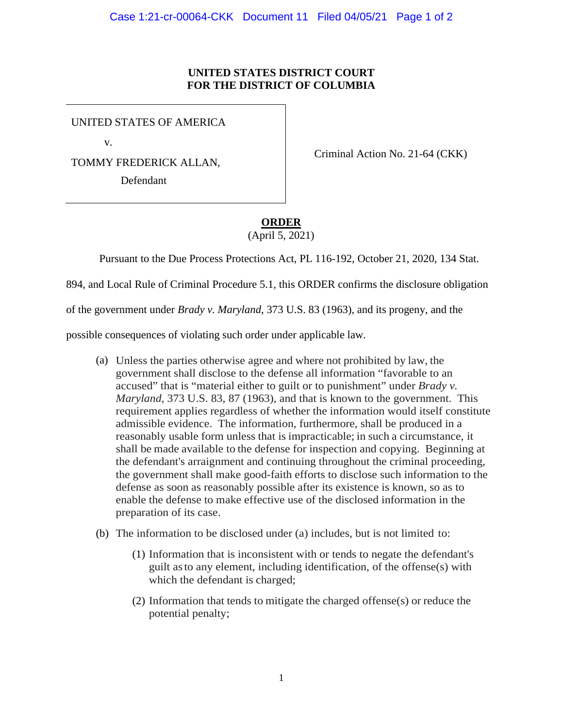**UNITED STATES DISTRICT COURT**
**FOR THE DISTRICT OF COLUMBIA**

| | |
|---|---|
| UNITED STATES OF AMERICA<br><br>v.<br><br>TOMMY FREDERICK ALLAN,<br>Defendant | Criminal Action No. 21-64 (CKK) |

**ORDER**
(April 5, 2021)

Pursuant to the Due Process Protections Act, PL 116-192, October 21, 2020, 134 Stat. 894, and Local Rule of Criminal Procedure 5.1, this ORDER confirms the disclosure obligation of the government under *Brady v. Maryland*, 373 U.S. 83 (1963), and its progeny, and the possible consequences of violating such order under applicable law.

(a) Unless the parties otherwise agree and where not prohibited by law, the government shall disclose to the defense all information "favorable to an accused" that is "material either to guilt or to punishment" under *Brady v. Maryland*, 373 U.S. 83, 87 (1963), and that is known to the government. This requirement applies regardless of whether the information would itself constitute admissible evidence. The information, furthermore, shall be produced in a reasonably usable form unless that is impracticable; in such a circumstance, it shall be made available to the defense for inspection and copying. Beginning at the defendant's arraignment and continuing throughout the criminal proceeding, the government shall make good-faith efforts to disclose such information to the defense as soon as reasonably possible after its existence is known, so as to enable the defense to make effective use of the disclosed information in the preparation of its case.

(b) The information to be disclosed under (a) includes, but is not limited to:

(1) Information that is inconsistent with or tends to negate the defendant's guilt as to any element, including identification, of the offense(s) with which the defendant is charged;

(2) Information that tends to mitigate the charged offense(s) or reduce the potential penalty;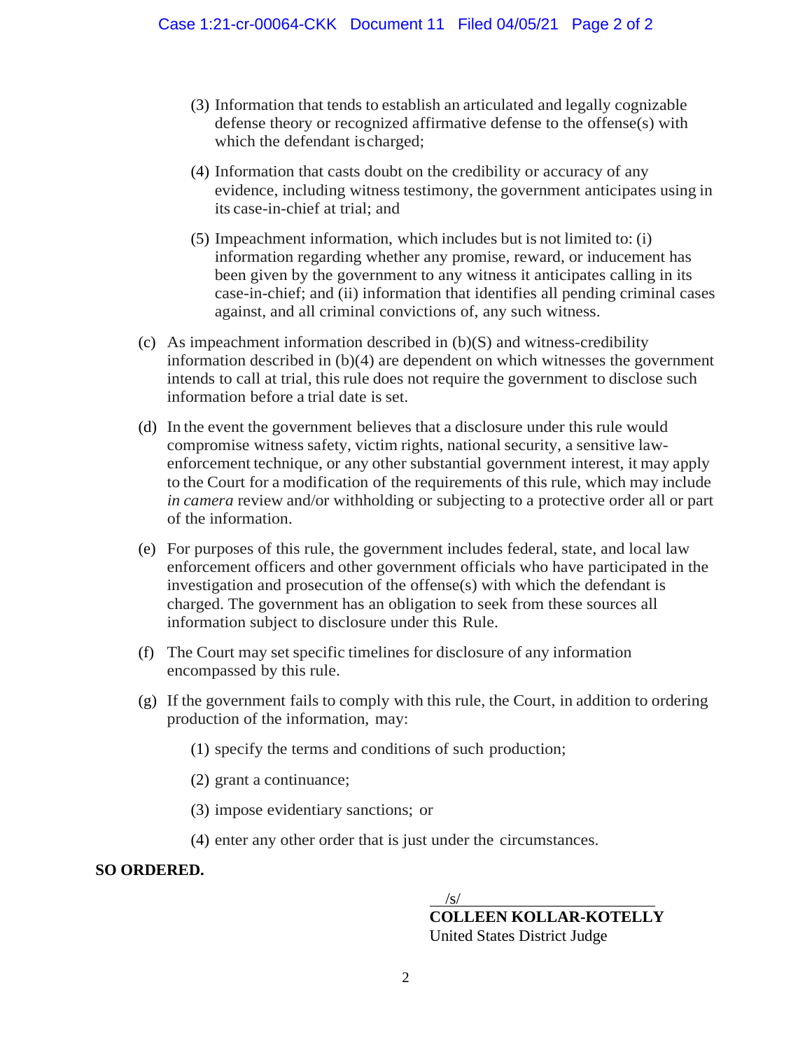(3) Information that tends to establish an articulated and legally cognizable defense theory or recognized affirmative defense to the offense(s) with which the defendant is charged;

(4) Information that casts doubt on the credibility or accuracy of any evidence, including witness testimony, the government anticipates using in its case-in-chief at trial; and

(5) Impeachment information, which includes but is not limited to: (i) information regarding whether any promise, reward, or inducement has been given by the government to any witness it anticipates calling in its case-in-chief; and (ii) information that identifies all pending criminal cases against, and all criminal convictions of, any such witness.

(c) As impeachment information described in (b)(S) and witness-credibility information described in (b)(4) are dependent on which witnesses the government intends to call at trial, this rule does not require the government to disclose such information before a trial date is set.

(d) In the event the government believes that a disclosure under this rule would compromise witness safety, victim rights, national security, a sensitive law-enforcement technique, or any other substantial government interest, it may apply to the Court for a modification of the requirements of this rule, which may include *in camera* review and/or withholding or subjecting to a protective order all or part of the information.

(e) For purposes of this rule, the government includes federal, state, and local law enforcement officers and other government officials who have participated in the investigation and prosecution of the offense(s) with which the defendant is charged. The government has an obligation to seek from these sources all information subject to disclosure under this Rule.

(f) The Court may set specific timelines for disclosure of any information encompassed by this rule.

(g) If the government fails to comply with this rule, the Court, in addition to ordering production of the information, may:

(1) specify the terms and conditions of such production;

(2) grant a continuance;

(3) impose evidentiary sanctions; or

(4) enter any other order that is just under the circumstances.

**SO ORDERED.**

/s/
**COLLEEN KOLLAR-KOTELLY**
United States District Judge